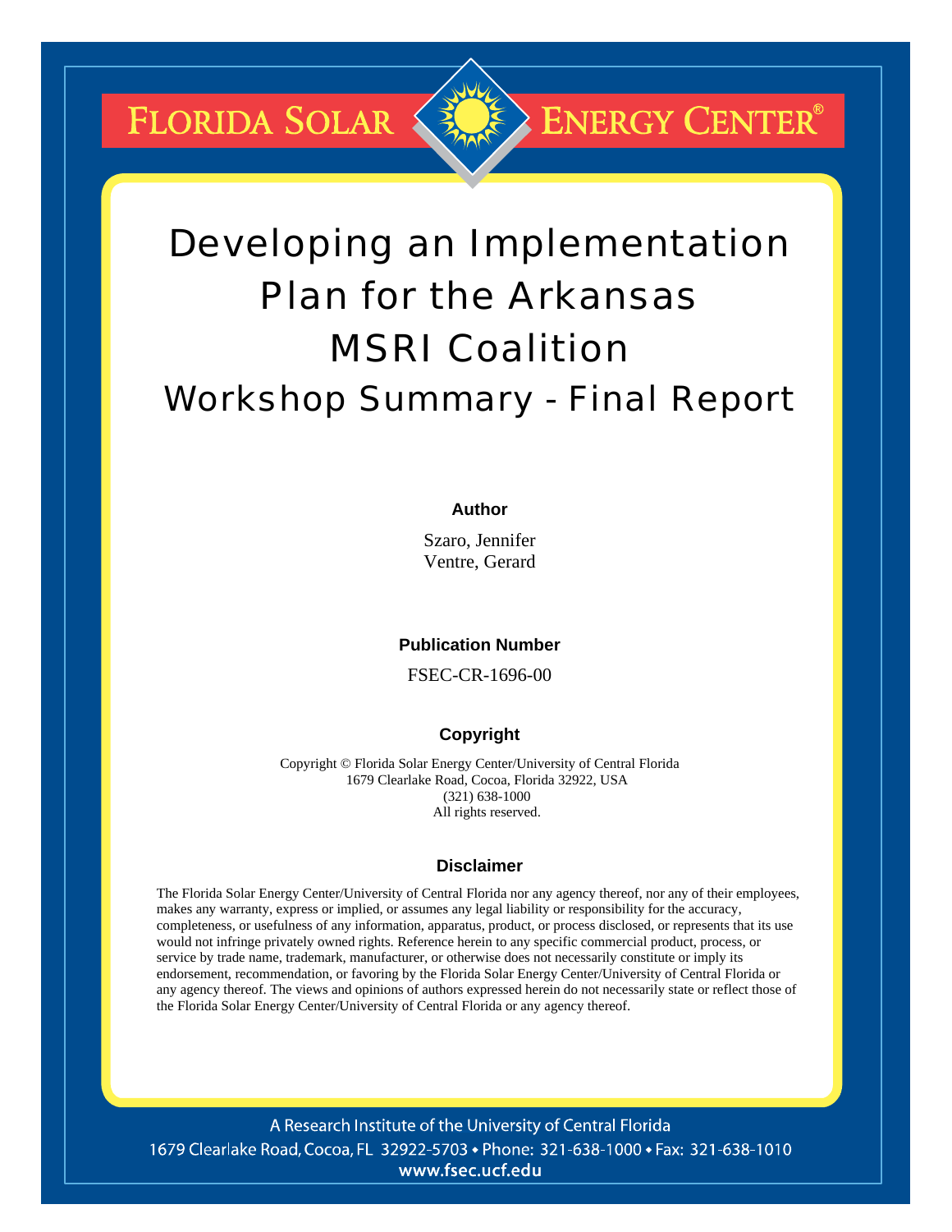FLORIDA SOLAR ENERGY CENTER®

# Developing an Implementation Plan for the Arkansas MSRI Coalition

## Workshop Summary - Final Report

### Author

Szaro, Jennifer
Ventre, Gerard

### Publication Number

FSEC-CR-1696-00

### Copyright

Copyright © Florida Solar Energy Center/University of Central Florida
1679 Clearlake Road, Cocoa, Florida 32922, USA
(321) 638-1000
All rights reserved.

### Disclaimer

The Florida Solar Energy Center/University of Central Florida nor any agency thereof, nor any of their employees, makes any warranty, express or implied, or assumes any legal liability or responsibility for the accuracy, completeness, or usefulness of any information, apparatus, product, or process disclosed, or represents that its use would not infringe privately owned rights. Reference herein to any specific commercial product, process, or service by trade name, trademark, manufacturer, or otherwise does not necessarily constitute or imply its endorsement, recommendation, or favoring by the Florida Solar Energy Center/University of Central Florida or any agency thereof. The views and opinions of authors expressed herein do not necessarily state or reflect those of the Florida Solar Energy Center/University of Central Florida or any agency thereof.

A Research Institute of the University of Central Florida
1679 Clearlake Road, Cocoa, FL 32922-5703 • Phone: 321-638-1000 • Fax: 321-638-1010
www.fsec.ucf.edu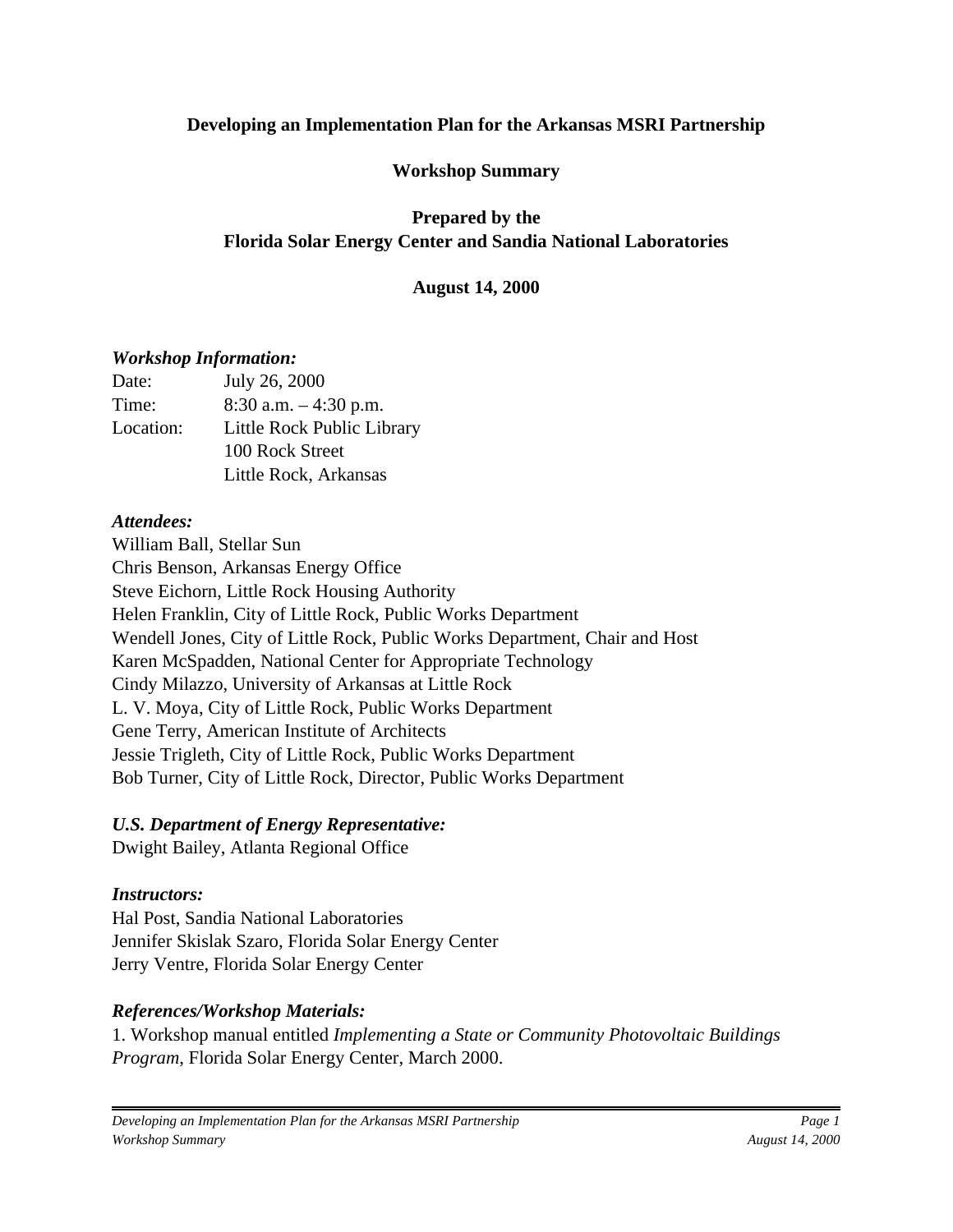**Developing an Implementation Plan for the Arkansas MSRI Partnership**

**Workshop Summary**

**Prepared by the**
**Florida Solar Energy Center and Sandia National Laboratories**

**August 14, 2000**

***Workshop Information:***

Date: July 26, 2000
Time: 8:30 a.m. – 4:30 p.m.
Location: Little Rock Public Library
100 Rock Street
Little Rock, Arkansas

***Attendees:***

William Ball, Stellar Sun
Chris Benson, Arkansas Energy Office
Steve Eichorn, Little Rock Housing Authority
Helen Franklin, City of Little Rock, Public Works Department
Wendell Jones, City of Little Rock, Public Works Department, Chair and Host
Karen McSpadden, National Center for Appropriate Technology
Cindy Milazzo, University of Arkansas at Little Rock
L. V. Moya, City of Little Rock, Public Works Department
Gene Terry, American Institute of Architects
Jessie Trigleth, City of Little Rock, Public Works Department
Bob Turner, City of Little Rock, Director, Public Works Department

***U.S. Department of Energy Representative:***

Dwight Bailey, Atlanta Regional Office

***Instructors:***

Hal Post, Sandia National Laboratories
Jennifer Skislak Szaro, Florida Solar Energy Center
Jerry Ventre, Florida Solar Energy Center

***References/Workshop Materials:***

1. Workshop manual entitled *Implementing a State or Community Photovoltaic Buildings Program*, Florida Solar Energy Center, March 2000.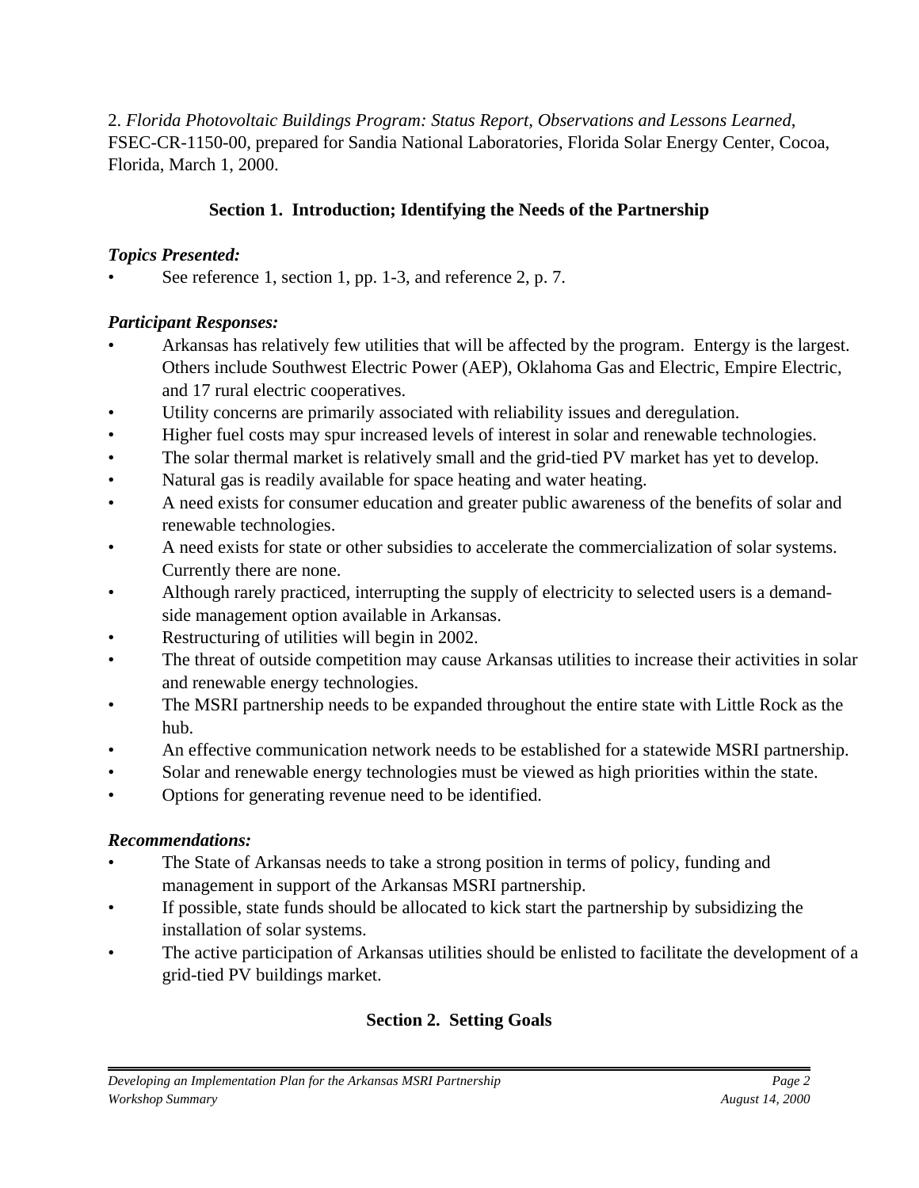2. *Florida Photovoltaic Buildings Program: Status Report, Observations and Lessons Learned*, FSEC-CR-1150-00, prepared for Sandia National Laboratories, Florida Solar Energy Center, Cocoa, Florida, March 1, 2000.

## Section 1. Introduction; Identifying the Needs of the Partnership

***Topics Presented:***

- See reference 1, section 1, pp. 1-3, and reference 2, p. 7.

***Participant Responses:***

- Arkansas has relatively few utilities that will be affected by the program. Entergy is the largest. Others include Southwest Electric Power (AEP), Oklahoma Gas and Electric, Empire Electric, and 17 rural electric cooperatives.
- Utility concerns are primarily associated with reliability issues and deregulation.
- Higher fuel costs may spur increased levels of interest in solar and renewable technologies.
- The solar thermal market is relatively small and the grid-tied PV market has yet to develop.
- Natural gas is readily available for space heating and water heating.
- A need exists for consumer education and greater public awareness of the benefits of solar and renewable technologies.
- A need exists for state or other subsidies to accelerate the commercialization of solar systems. Currently there are none.
- Although rarely practiced, interrupting the supply of electricity to selected users is a demand-side management option available in Arkansas.
- Restructuring of utilities will begin in 2002.
- The threat of outside competition may cause Arkansas utilities to increase their activities in solar and renewable energy technologies.
- The MSRI partnership needs to be expanded throughout the entire state with Little Rock as the hub.
- An effective communication network needs to be established for a statewide MSRI partnership.
- Solar and renewable energy technologies must be viewed as high priorities within the state.
- Options for generating revenue need to be identified.

***Recommendations:***

- The State of Arkansas needs to take a strong position in terms of policy, funding and management in support of the Arkansas MSRI partnership.
- If possible, state funds should be allocated to kick start the partnership by subsidizing the installation of solar systems.
- The active participation of Arkansas utilities should be enlisted to facilitate the development of a grid-tied PV buildings market.

## Section 2. Setting Goals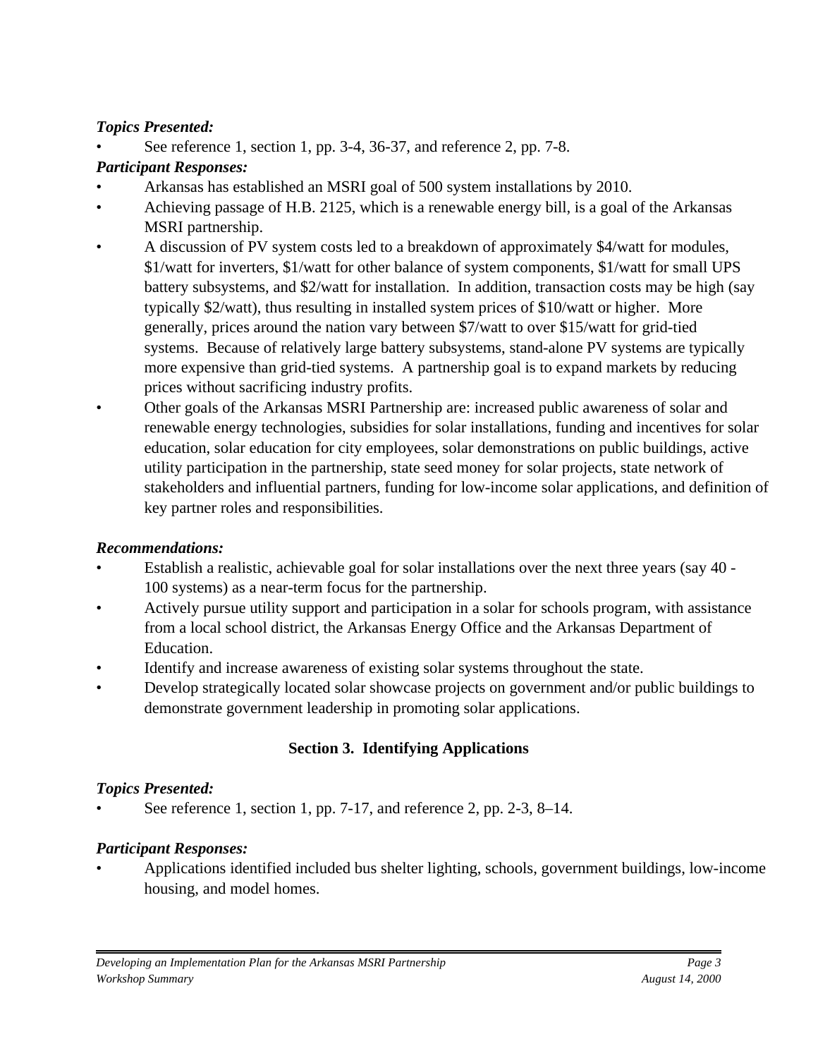***Topics Presented:***

- See reference 1, section 1, pp. 3-4, 36-37, and reference 2, pp. 7-8.

***Participant Responses:***

- Arkansas has established an MSRI goal of 500 system installations by 2010.
- Achieving passage of H.B. 2125, which is a renewable energy bill, is a goal of the Arkansas MSRI partnership.
- A discussion of PV system costs led to a breakdown of approximately $4/watt for modules, $1/watt for inverters, $1/watt for other balance of system components, $1/watt for small UPS battery subsystems, and $2/watt for installation. In addition, transaction costs may be high (say typically $2/watt), thus resulting in installed system prices of $10/watt or higher. More generally, prices around the nation vary between $7/watt to over $15/watt for grid-tied systems. Because of relatively large battery subsystems, stand-alone PV systems are typically more expensive than grid-tied systems. A partnership goal is to expand markets by reducing prices without sacrificing industry profits.
- Other goals of the Arkansas MSRI Partnership are: increased public awareness of solar and renewable energy technologies, subsidies for solar installations, funding and incentives for solar education, solar education for city employees, solar demonstrations on public buildings, active utility participation in the partnership, state seed money for solar projects, state network of stakeholders and influential partners, funding for low-income solar applications, and definition of key partner roles and responsibilities.

***Recommendations:***

- Establish a realistic, achievable goal for solar installations over the next three years (say 40 - 100 systems) as a near-term focus for the partnership.
- Actively pursue utility support and participation in a solar for schools program, with assistance from a local school district, the Arkansas Energy Office and the Arkansas Department of Education.
- Identify and increase awareness of existing solar systems throughout the state.
- Develop strategically located solar showcase projects on government and/or public buildings to demonstrate government leadership in promoting solar applications.

## Section 3. Identifying Applications

***Topics Presented:***

- See reference 1, section 1, pp. 7-17, and reference 2, pp. 2-3, 8–14.

***Participant Responses:***

- Applications identified included bus shelter lighting, schools, government buildings, low-income housing, and model homes.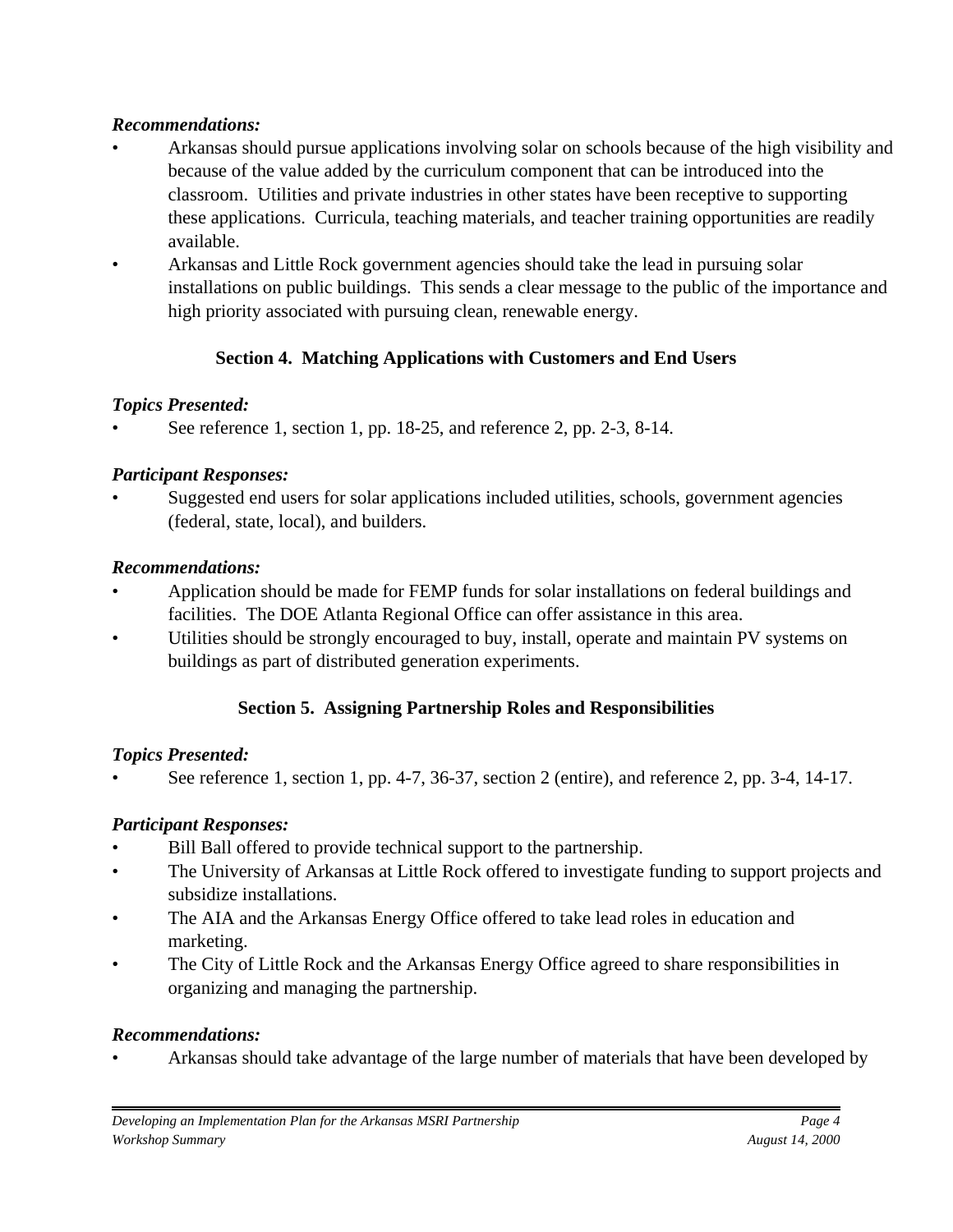***Recommendations:***

- Arkansas should pursue applications involving solar on schools because of the high visibility and because of the value added by the curriculum component that can be introduced into the classroom. Utilities and private industries in other states have been receptive to supporting these applications. Curricula, teaching materials, and teacher training opportunities are readily available.
- Arkansas and Little Rock government agencies should take the lead in pursuing solar installations on public buildings. This sends a clear message to the public of the importance and high priority associated with pursuing clean, renewable energy.

## Section 4. Matching Applications with Customers and End Users

***Topics Presented:***

- See reference 1, section 1, pp. 18-25, and reference 2, pp. 2-3, 8-14.

***Participant Responses:***

- Suggested end users for solar applications included utilities, schools, government agencies (federal, state, local), and builders.

***Recommendations:***

- Application should be made for FEMP funds for solar installations on federal buildings and facilities. The DOE Atlanta Regional Office can offer assistance in this area.
- Utilities should be strongly encouraged to buy, install, operate and maintain PV systems on buildings as part of distributed generation experiments.

## Section 5. Assigning Partnership Roles and Responsibilities

***Topics Presented:***

- See reference 1, section 1, pp. 4-7, 36-37, section 2 (entire), and reference 2, pp. 3-4, 14-17.

***Participant Responses:***

- Bill Ball offered to provide technical support to the partnership.
- The University of Arkansas at Little Rock offered to investigate funding to support projects and subsidize installations.
- The AIA and the Arkansas Energy Office offered to take lead roles in education and marketing.
- The City of Little Rock and the Arkansas Energy Office agreed to share responsibilities in organizing and managing the partnership.

***Recommendations:***

- Arkansas should take advantage of the large number of materials that have been developed by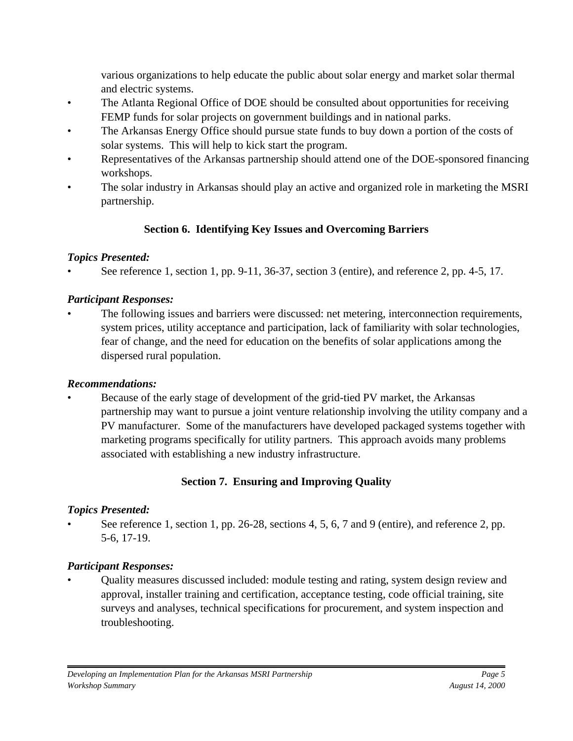various organizations to help educate the public about solar energy and market solar thermal and electric systems.

- The Atlanta Regional Office of DOE should be consulted about opportunities for receiving FEMP funds for solar projects on government buildings and in national parks.
- The Arkansas Energy Office should pursue state funds to buy down a portion of the costs of solar systems. This will help to kick start the program.
- Representatives of the Arkansas partnership should attend one of the DOE-sponsored financing workshops.
- The solar industry in Arkansas should play an active and organized role in marketing the MSRI partnership.

## Section 6. Identifying Key Issues and Overcoming Barriers

***Topics Presented:***

- See reference 1, section 1, pp. 9-11, 36-37, section 3 (entire), and reference 2, pp. 4-5, 17.

***Participant Responses:***

- The following issues and barriers were discussed: net metering, interconnection requirements, system prices, utility acceptance and participation, lack of familiarity with solar technologies, fear of change, and the need for education on the benefits of solar applications among the dispersed rural population.

***Recommendations:***

- Because of the early stage of development of the grid-tied PV market, the Arkansas partnership may want to pursue a joint venture relationship involving the utility company and a PV manufacturer. Some of the manufacturers have developed packaged systems together with marketing programs specifically for utility partners. This approach avoids many problems associated with establishing a new industry infrastructure.

## Section 7. Ensuring and Improving Quality

***Topics Presented:***

- See reference 1, section 1, pp. 26-28, sections 4, 5, 6, 7 and 9 (entire), and reference 2, pp. 5-6, 17-19.

***Participant Responses:***

- Quality measures discussed included: module testing and rating, system design review and approval, installer training and certification, acceptance testing, code official training, site surveys and analyses, technical specifications for procurement, and system inspection and troubleshooting.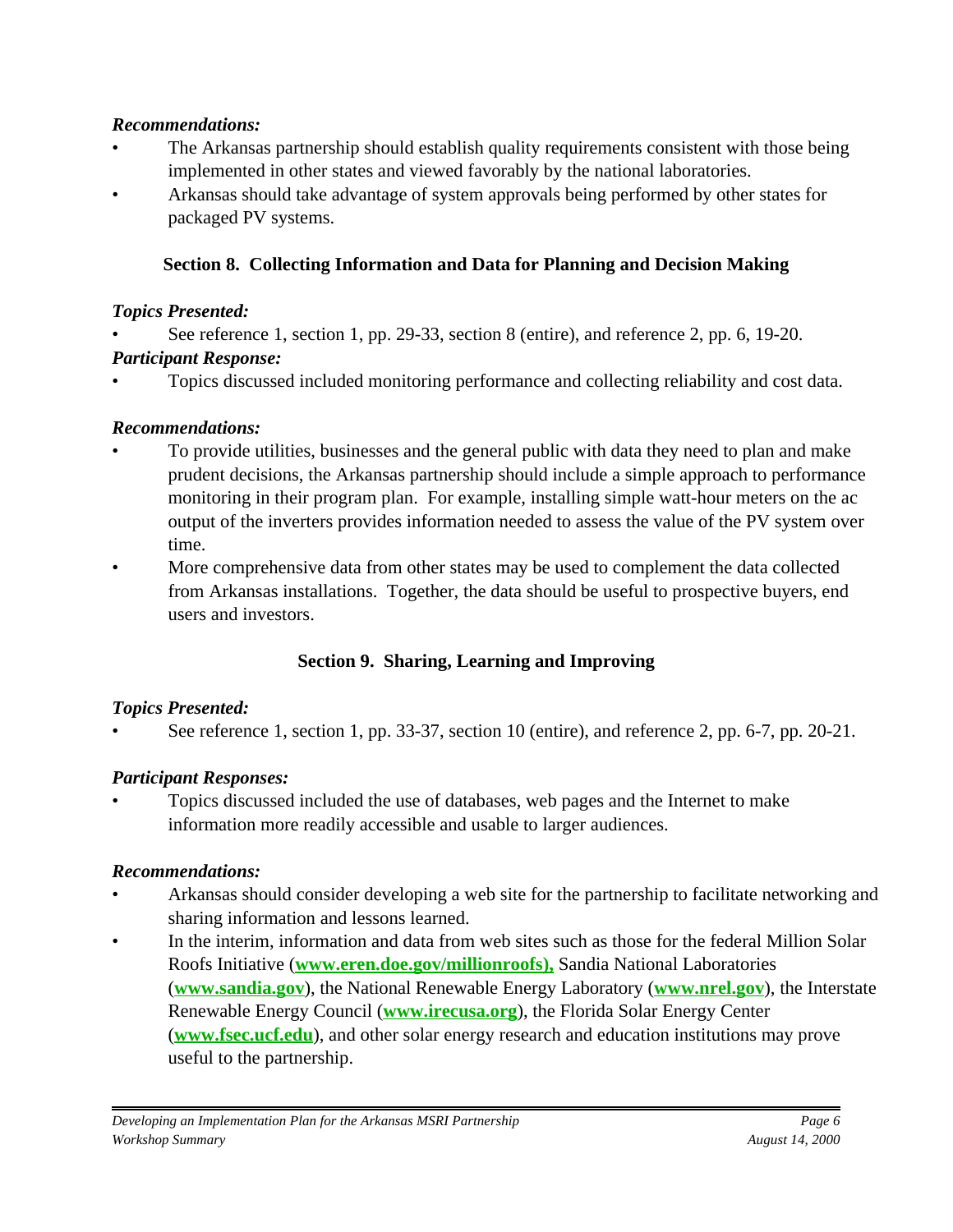***Recommendations:***

- The Arkansas partnership should establish quality requirements consistent with those being implemented in other states and viewed favorably by the national laboratories.
- Arkansas should take advantage of system approvals being performed by other states for packaged PV systems.

## Section 8. Collecting Information and Data for Planning and Decision Making

***Topics Presented:***

- See reference 1, section 1, pp. 29-33, section 8 (entire), and reference 2, pp. 6, 19-20.

***Participant Response:***

- Topics discussed included monitoring performance and collecting reliability and cost data.

***Recommendations:***

- To provide utilities, businesses and the general public with data they need to plan and make prudent decisions, the Arkansas partnership should include a simple approach to performance monitoring in their program plan. For example, installing simple watt-hour meters on the ac output of the inverters provides information needed to assess the value of the PV system over time.
- More comprehensive data from other states may be used to complement the data collected from Arkansas installations. Together, the data should be useful to prospective buyers, end users and investors.

## Section 9. Sharing, Learning and Improving

***Topics Presented:***

- See reference 1, section 1, pp. 33-37, section 10 (entire), and reference 2, pp. 6-7, pp. 20-21.

***Participant Responses:***

- Topics discussed included the use of databases, web pages and the Internet to make information more readily accessible and usable to larger audiences.

***Recommendations:***

- Arkansas should consider developing a web site for the partnership to facilitate networking and sharing information and lessons learned.
- In the interim, information and data from web sites such as those for the federal Million Solar Roofs Initiative (**www.eren.doe.gov/millionroofs),** Sandia National Laboratories (**www.sandia.gov**), the National Renewable Energy Laboratory (**www.nrel.gov**), the Interstate Renewable Energy Council (**www.irecusa.org**), the Florida Solar Energy Center (**www.fsec.ucf.edu**), and other solar energy research and education institutions may prove useful to the partnership.